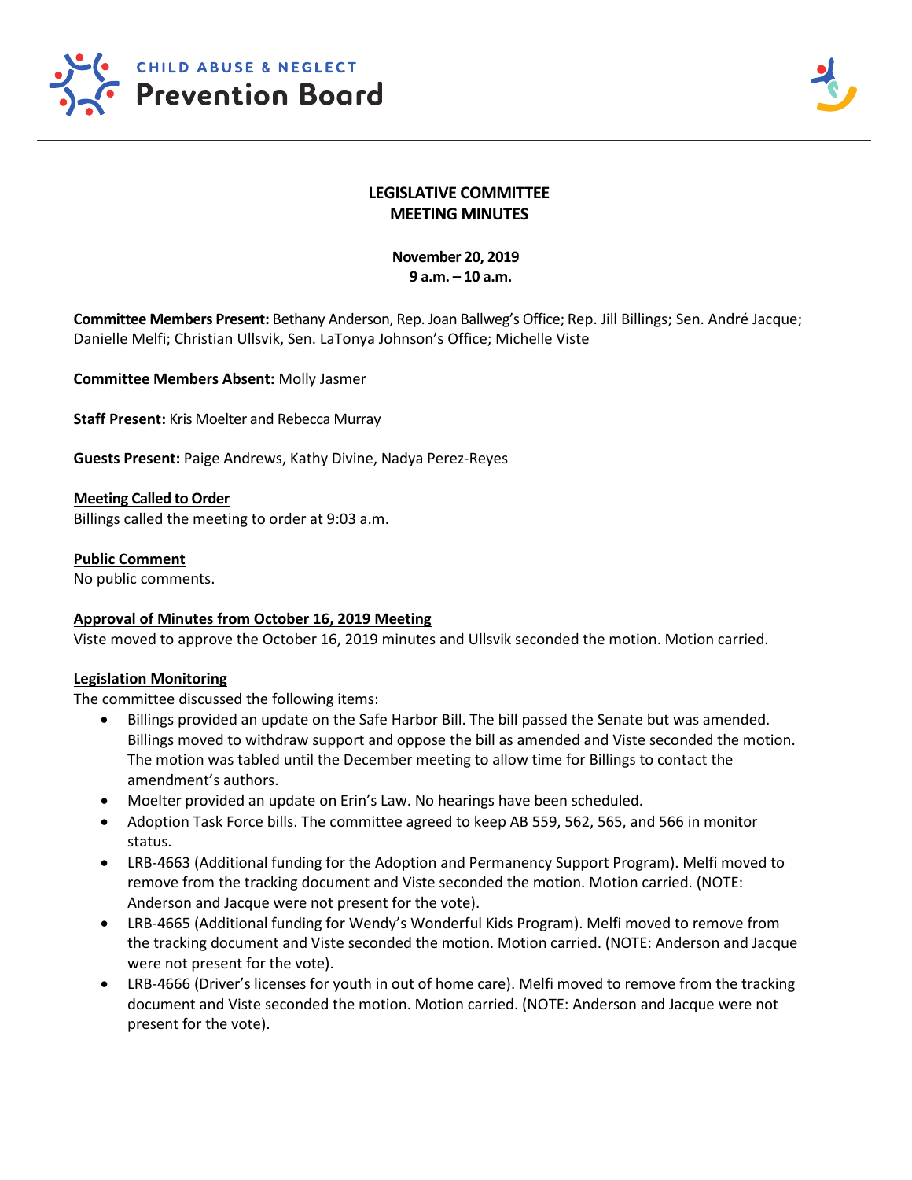CHILD ABUSE & NEGLECT
**Prevention Board**

## LEGISLATIVE COMMITTEE
## MEETING MINUTES

**November 20, 2019**
**9 a.m. – 10 a.m.**

**Committee Members Present:** Bethany Anderson, Rep. Joan Ballweg's Office; Rep. Jill Billings; Sen. André Jacque; Danielle Melfi; Christian Ullsvik, Sen. LaTonya Johnson's Office; Michelle Viste

**Committee Members Absent:** Molly Jasmer

**Staff Present:** Kris Moelter and Rebecca Murray

**Guests Present:** Paige Andrews, Kathy Divine, Nadya Perez-Reyes

**Meeting Called to Order**
Billings called the meeting to order at 9:03 a.m.

**Public Comment**
No public comments.

**Approval of Minutes from October 16, 2019 Meeting**
Viste moved to approve the October 16, 2019 minutes and Ullsvik seconded the motion. Motion carried.

**Legislation Monitoring**
The committee discussed the following items:

- Billings provided an update on the Safe Harbor Bill. The bill passed the Senate but was amended. Billings moved to withdraw support and oppose the bill as amended and Viste seconded the motion. The motion was tabled until the December meeting to allow time for Billings to contact the amendment's authors.
- Moelter provided an update on Erin's Law. No hearings have been scheduled.
- Adoption Task Force bills. The committee agreed to keep AB 559, 562, 565, and 566 in monitor status.
- LRB-4663 (Additional funding for the Adoption and Permanency Support Program). Melfi moved to remove from the tracking document and Viste seconded the motion. Motion carried. (NOTE: Anderson and Jacque were not present for the vote).
- LRB-4665 (Additional funding for Wendy's Wonderful Kids Program). Melfi moved to remove from the tracking document and Viste seconded the motion. Motion carried. (NOTE: Anderson and Jacque were not present for the vote).
- LRB-4666 (Driver's licenses for youth in out of home care). Melfi moved to remove from the tracking document and Viste seconded the motion. Motion carried. (NOTE: Anderson and Jacque were not present for the vote).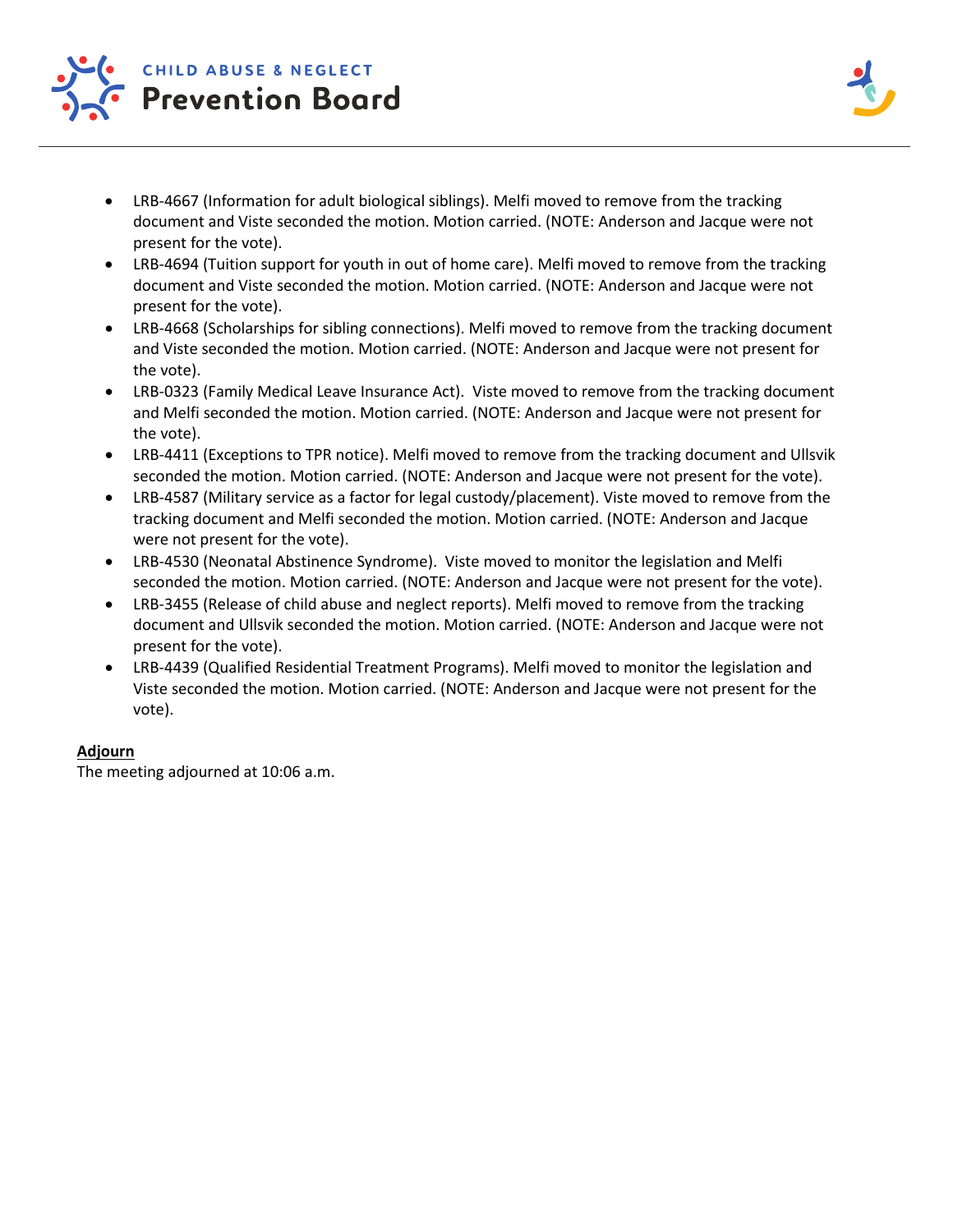- LRB-4667 (Information for adult biological siblings). Melfi moved to remove from the tracking document and Viste seconded the motion. Motion carried. (NOTE: Anderson and Jacque were not present for the vote).
- LRB-4694 (Tuition support for youth in out of home care). Melfi moved to remove from the tracking document and Viste seconded the motion. Motion carried. (NOTE: Anderson and Jacque were not present for the vote).
- LRB-4668 (Scholarships for sibling connections). Melfi moved to remove from the tracking document and Viste seconded the motion. Motion carried. (NOTE: Anderson and Jacque were not present for the vote).
- LRB-0323 (Family Medical Leave Insurance Act). Viste moved to remove from the tracking document and Melfi seconded the motion. Motion carried. (NOTE: Anderson and Jacque were not present for the vote).
- LRB-4411 (Exceptions to TPR notice). Melfi moved to remove from the tracking document and Ullsvik seconded the motion. Motion carried. (NOTE: Anderson and Jacque were not present for the vote).
- LRB-4587 (Military service as a factor for legal custody/placement). Viste moved to remove from the tracking document and Melfi seconded the motion. Motion carried. (NOTE: Anderson and Jacque were not present for the vote).
- LRB-4530 (Neonatal Abstinence Syndrome). Viste moved to monitor the legislation and Melfi seconded the motion. Motion carried. (NOTE: Anderson and Jacque were not present for the vote).
- LRB-3455 (Release of child abuse and neglect reports). Melfi moved to remove from the tracking document and Ullsvik seconded the motion. Motion carried. (NOTE: Anderson and Jacque were not present for the vote).
- LRB-4439 (Qualified Residential Treatment Programs). Melfi moved to monitor the legislation and Viste seconded the motion. Motion carried. (NOTE: Anderson and Jacque were not present for the vote).

**Adjourn**

The meeting adjourned at 10:06 a.m.